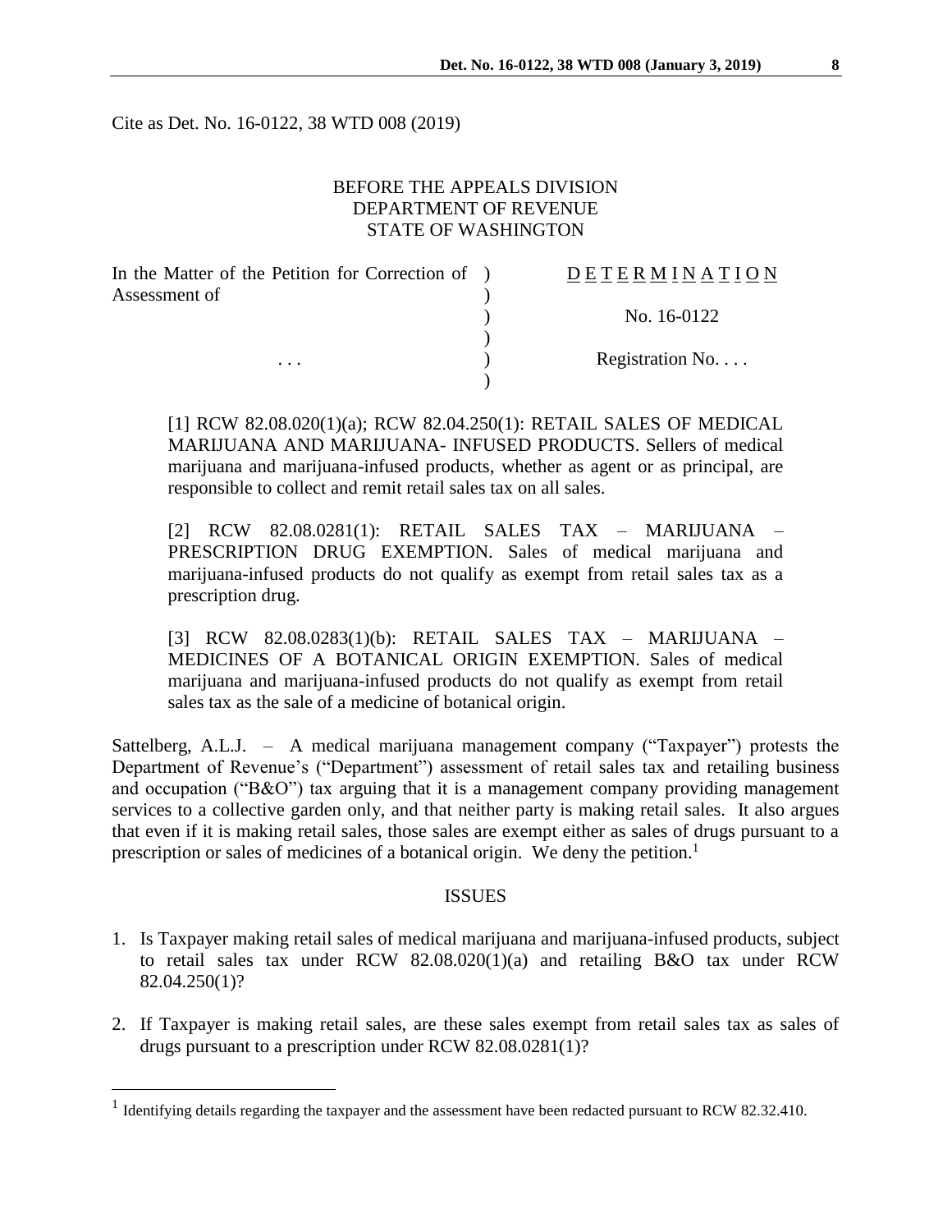Cite as Det. No. 16-0122, 38 WTD 008 (2019)

BEFORE THE APPEALS DIVISION
DEPARTMENT OF REVENUE
STATE OF WASHINGTON

| | | |
|---|---|---|
| In the Matter of the Petition for Correction of Assessment of | ) | D E T E R M I N A T I O N |
| | ) | No. 16-0122 |
| . . . | ) | Registration No. . . . |

[1] RCW 82.08.020(1)(a); RCW 82.04.250(1): RETAIL SALES OF MEDICAL MARIJUANA AND MARIJUANA- INFUSED PRODUCTS. Sellers of medical marijuana and marijuana-infused products, whether as agent or as principal, are responsible to collect and remit retail sales tax on all sales.

[2] RCW 82.08.0281(1): RETAIL SALES TAX – MARIJUANA – PRESCRIPTION DRUG EXEMPTION. Sales of medical marijuana and marijuana-infused products do not qualify as exempt from retail sales tax as a prescription drug.

[3] RCW 82.08.0283(1)(b): RETAIL SALES TAX – MARIJUANA – MEDICINES OF A BOTANICAL ORIGIN EXEMPTION. Sales of medical marijuana and marijuana-infused products do not qualify as exempt from retail sales tax as the sale of a medicine of botanical origin.

Sattelberg, A.L.J. – A medical marijuana management company ("Taxpayer") protests the Department of Revenue's ("Department") assessment of retail sales tax and retailing business and occupation ("B&O") tax arguing that it is a management company providing management services to a collective garden only, and that neither party is making retail sales. It also argues that even if it is making retail sales, those sales are exempt either as sales of drugs pursuant to a prescription or sales of medicines of a botanical origin. We deny the petition.[1]

## ISSUES

1. Is Taxpayer making retail sales of medical marijuana and marijuana-infused products, subject to retail sales tax under RCW 82.08.020(1)(a) and retailing B&O tax under RCW 82.04.250(1)?
2. If Taxpayer is making retail sales, are these sales exempt from retail sales tax as sales of drugs pursuant to a prescription under RCW 82.08.0281(1)?

[1] Identifying details regarding the taxpayer and the assessment have been redacted pursuant to RCW 82.32.410.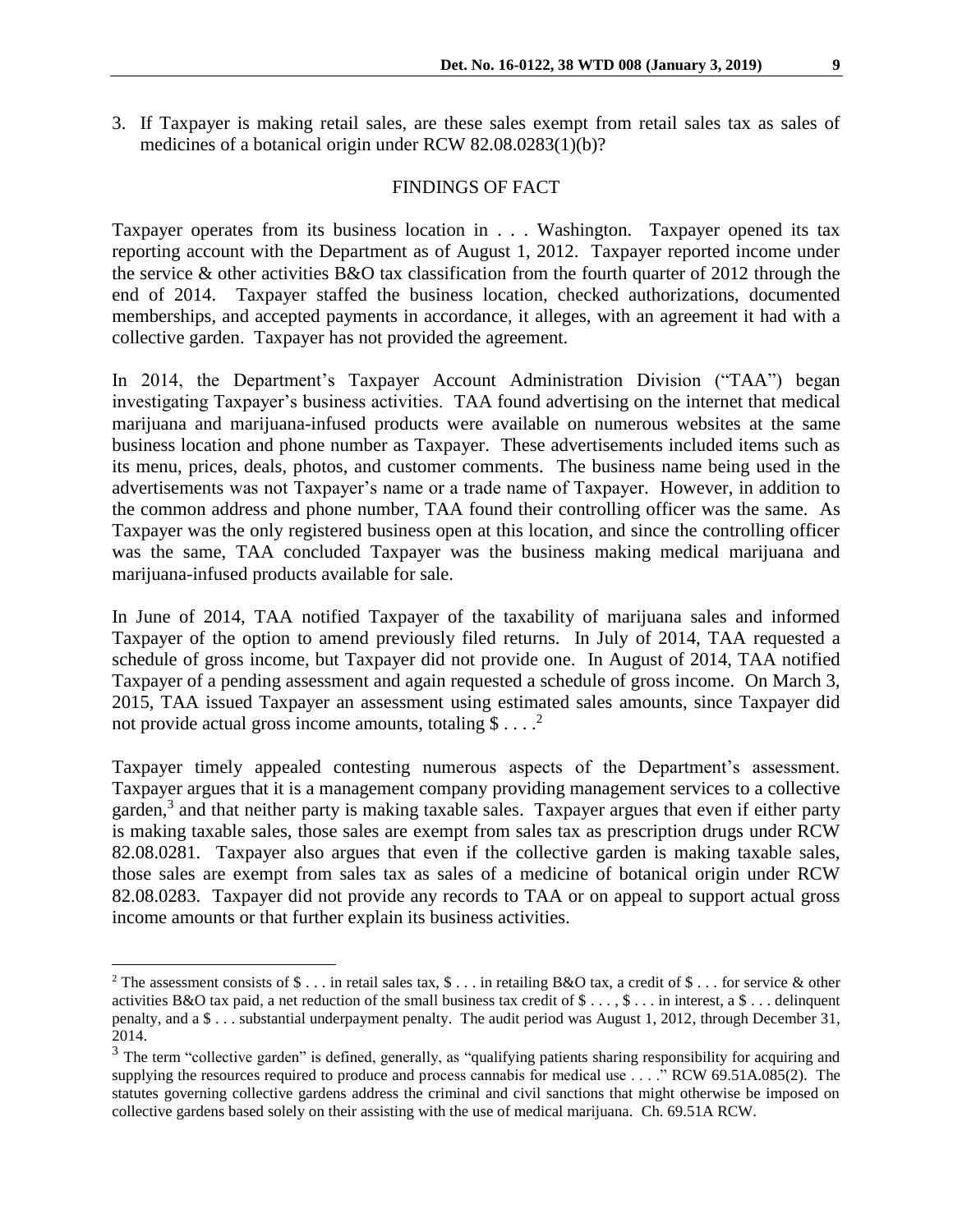3. If Taxpayer is making retail sales, are these sales exempt from retail sales tax as sales of medicines of a botanical origin under RCW 82.08.0283(1)(b)?

## FINDINGS OF FACT

Taxpayer operates from its business location in . . . Washington. Taxpayer opened its tax reporting account with the Department as of August 1, 2012. Taxpayer reported income under the service & other activities B&O tax classification from the fourth quarter of 2012 through the end of 2014. Taxpayer staffed the business location, checked authorizations, documented memberships, and accepted payments in accordance, it alleges, with an agreement it had with a collective garden. Taxpayer has not provided the agreement.

In 2014, the Department's Taxpayer Account Administration Division ("TAA") began investigating Taxpayer's business activities. TAA found advertising on the internet that medical marijuana and marijuana-infused products were available on numerous websites at the same business location and phone number as Taxpayer. These advertisements included items such as its menu, prices, deals, photos, and customer comments. The business name being used in the advertisements was not Taxpayer's name or a trade name of Taxpayer. However, in addition to the common address and phone number, TAA found their controlling officer was the same. As Taxpayer was the only registered business open at this location, and since the controlling officer was the same, TAA concluded Taxpayer was the business making medical marijuana and marijuana-infused products available for sale.

In June of 2014, TAA notified Taxpayer of the taxability of marijuana sales and informed Taxpayer of the option to amend previously filed returns. In July of 2014, TAA requested a schedule of gross income, but Taxpayer did not provide one. In August of 2014, TAA notified Taxpayer of a pending assessment and again requested a schedule of gross income. On March 3, 2015, TAA issued Taxpayer an assessment using estimated sales amounts, since Taxpayer did not provide actual gross income amounts, totaling $ . . . .[2]

Taxpayer timely appealed contesting numerous aspects of the Department's assessment. Taxpayer argues that it is a management company providing management services to a collective garden,[3] and that neither party is making taxable sales. Taxpayer argues that even if either party is making taxable sales, those sales are exempt from sales tax as prescription drugs under RCW 82.08.0281. Taxpayer also argues that even if the collective garden is making taxable sales, those sales are exempt from sales tax as sales of a medicine of botanical origin under RCW 82.08.0283. Taxpayer did not provide any records to TAA or on appeal to support actual gross income amounts or that further explain its business activities.

---

[2] The assessment consists of $ . . . in retail sales tax, $ . . . in retailing B&O tax, a credit of $ . . . for service & other activities B&O tax paid, a net reduction of the small business tax credit of $ . . . , $ . . . in interest, a $ . . . delinquent penalty, and a $ . . . substantial underpayment penalty. The audit period was August 1, 2012, through December 31, 2014.

[3] The term "collective garden" is defined, generally, as "qualifying patients sharing responsibility for acquiring and supplying the resources required to produce and process cannabis for medical use . . . ." RCW 69.51A.085(2). The statutes governing collective gardens address the criminal and civil sanctions that might otherwise be imposed on collective gardens based solely on their assisting with the use of medical marijuana. Ch. 69.51A RCW.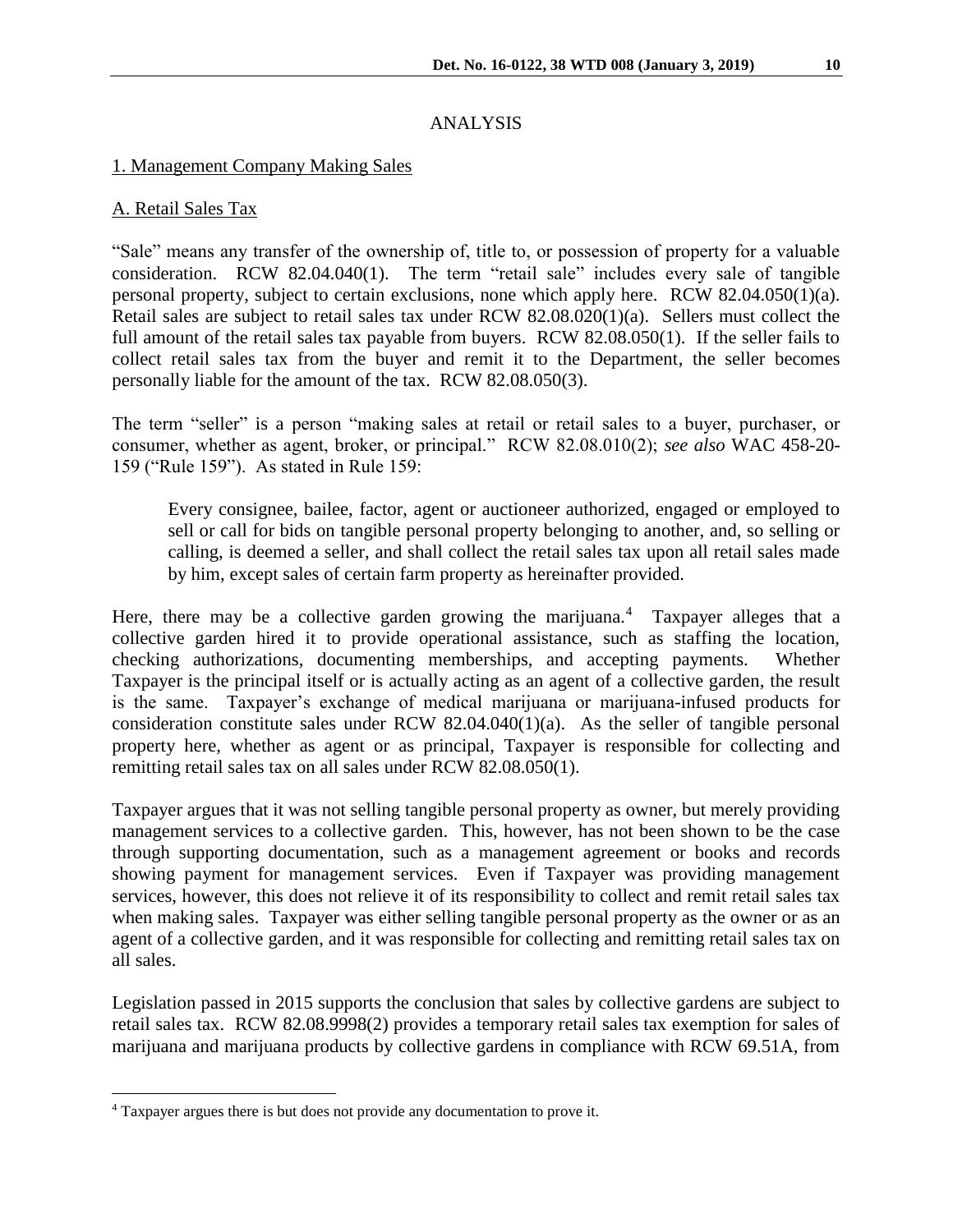ANALYSIS

1. Management Company Making Sales

A. Retail Sales Tax

"Sale" means any transfer of the ownership of, title to, or possession of property for a valuable consideration. RCW 82.04.040(1). The term "retail sale" includes every sale of tangible personal property, subject to certain exclusions, none which apply here. RCW 82.04.050(1)(a). Retail sales are subject to retail sales tax under RCW 82.08.020(1)(a). Sellers must collect the full amount of the retail sales tax payable from buyers. RCW 82.08.050(1). If the seller fails to collect retail sales tax from the buyer and remit it to the Department, the seller becomes personally liable for the amount of the tax. RCW 82.08.050(3).

The term "seller" is a person "making sales at retail or retail sales to a buyer, purchaser, or consumer, whether as agent, broker, or principal." RCW 82.08.010(2); *see also* WAC 458-20-159 ("Rule 159"). As stated in Rule 159:

> Every consignee, bailee, factor, agent or auctioneer authorized, engaged or employed to sell or call for bids on tangible personal property belonging to another, and, so selling or calling, is deemed a seller, and shall collect the retail sales tax upon all retail sales made by him, except sales of certain farm property as hereinafter provided.

Here, there may be a collective garden growing the marijuana.[4] Taxpayer alleges that a collective garden hired it to provide operational assistance, such as staffing the location, checking authorizations, documenting memberships, and accepting payments. Whether Taxpayer is the principal itself or is actually acting as an agent of a collective garden, the result is the same. Taxpayer's exchange of medical marijuana or marijuana-infused products for consideration constitute sales under RCW 82.04.040(1)(a). As the seller of tangible personal property here, whether as agent or as principal, Taxpayer is responsible for collecting and remitting retail sales tax on all sales under RCW 82.08.050(1).

Taxpayer argues that it was not selling tangible personal property as owner, but merely providing management services to a collective garden. This, however, has not been shown to be the case through supporting documentation, such as a management agreement or books and records showing payment for management services. Even if Taxpayer was providing management services, however, this does not relieve it of its responsibility to collect and remit retail sales tax when making sales. Taxpayer was either selling tangible personal property as the owner or as an agent of a collective garden, and it was responsible for collecting and remitting retail sales tax on all sales.

Legislation passed in 2015 supports the conclusion that sales by collective gardens are subject to retail sales tax. RCW 82.08.9998(2) provides a temporary retail sales tax exemption for sales of marijuana and marijuana products by collective gardens in compliance with RCW 69.51A, from

[4] Taxpayer argues there is but does not provide any documentation to prove it.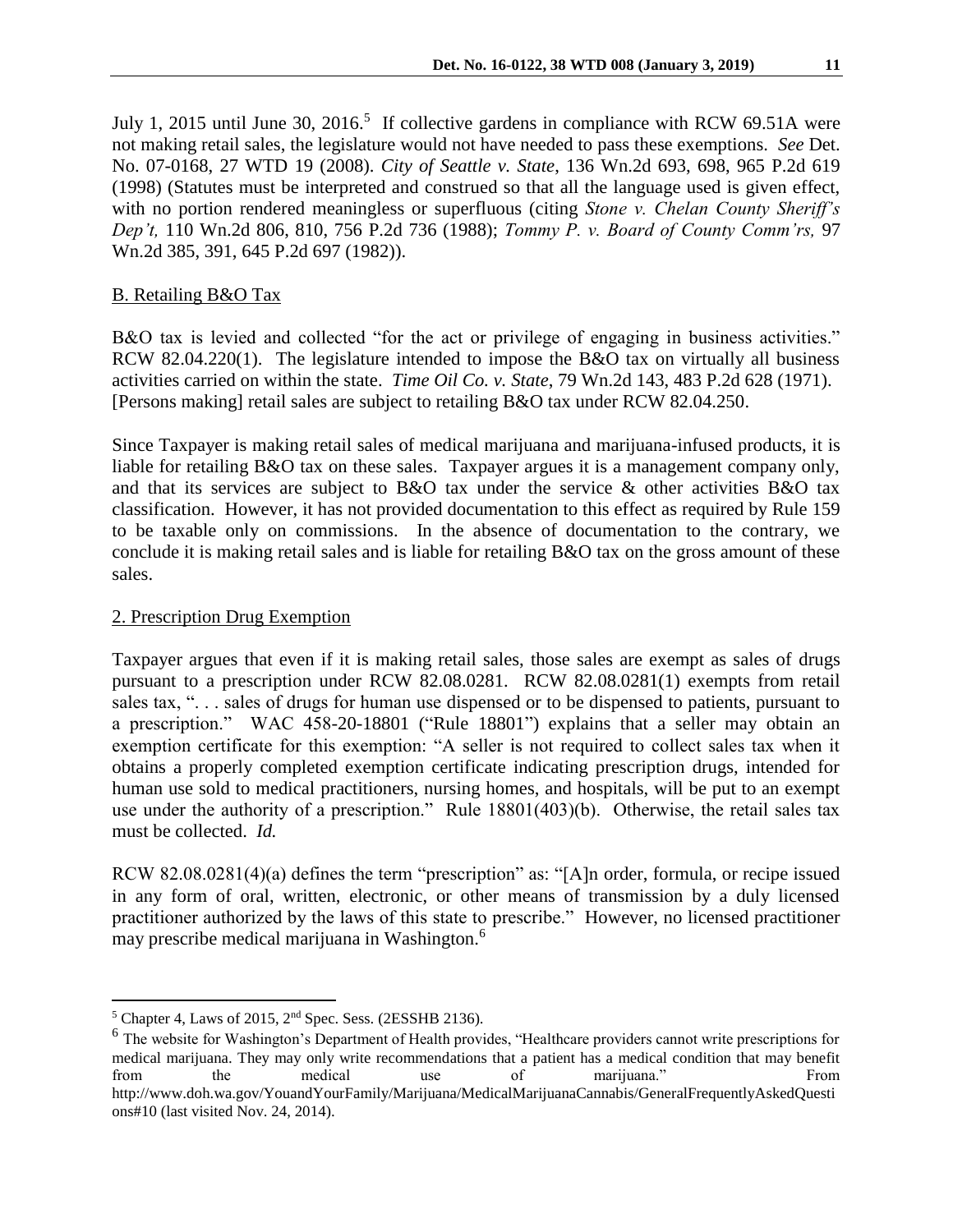July 1, 2015 until June 30, 2016.[5] If collective gardens in compliance with RCW 69.51A were not making retail sales, the legislature would not have needed to pass these exemptions. *See* Det. No. 07-0168, 27 WTD 19 (2008). *City of Seattle v. State*, 136 Wn.2d 693, 698, 965 P.2d 619 (1998) (Statutes must be interpreted and construed so that all the language used is given effect, with no portion rendered meaningless or superfluous (citing *Stone v. Chelan County Sheriff's Dep't,* 110 Wn.2d 806, 810, 756 P.2d 736 (1988); *Tommy P. v. Board of County Comm'rs,* 97 Wn.2d 385, 391, 645 P.2d 697 (1982)).

B. Retailing B&O Tax

B&O tax is levied and collected "for the act or privilege of engaging in business activities." RCW 82.04.220(1). The legislature intended to impose the B&O tax on virtually all business activities carried on within the state. *Time Oil Co. v. State*, 79 Wn.2d 143, 483 P.2d 628 (1971). [Persons making] retail sales are subject to retailing B&O tax under RCW 82.04.250.

Since Taxpayer is making retail sales of medical marijuana and marijuana-infused products, it is liable for retailing B&O tax on these sales. Taxpayer argues it is a management company only, and that its services are subject to B&O tax under the service & other activities B&O tax classification. However, it has not provided documentation to this effect as required by Rule 159 to be taxable only on commissions. In the absence of documentation to the contrary, we conclude it is making retail sales and is liable for retailing B&O tax on the gross amount of these sales.

2. Prescription Drug Exemption

Taxpayer argues that even if it is making retail sales, those sales are exempt as sales of drugs pursuant to a prescription under RCW 82.08.0281. RCW 82.08.0281(1) exempts from retail sales tax, ". . . sales of drugs for human use dispensed or to be dispensed to patients, pursuant to a prescription." WAC 458-20-18801 ("Rule 18801") explains that a seller may obtain an exemption certificate for this exemption: "A seller is not required to collect sales tax when it obtains a properly completed exemption certificate indicating prescription drugs, intended for human use sold to medical practitioners, nursing homes, and hospitals, will be put to an exempt use under the authority of a prescription." Rule 18801(403)(b). Otherwise, the retail sales tax must be collected. *Id.*

RCW 82.08.0281(4)(a) defines the term "prescription" as: "[A]n order, formula, or recipe issued in any form of oral, written, electronic, or other means of transmission by a duly licensed practitioner authorized by the laws of this state to prescribe." However, no licensed practitioner may prescribe medical marijuana in Washington.[6]

---

[5] Chapter 4, Laws of 2015, 2nd Spec. Sess. (2ESSHB 2136).

[6] The website for Washington's Department of Health provides, "Healthcare providers cannot write prescriptions for medical marijuana. They may only write recommendations that a patient has a medical condition that may benefit from the medical use of marijuana." From http://www.doh.wa.gov/YouandYourFamily/Marijuana/MedicalMarijuanaCannabis/GeneralFrequentlyAskedQuestions#10 (last visited Nov. 24, 2014).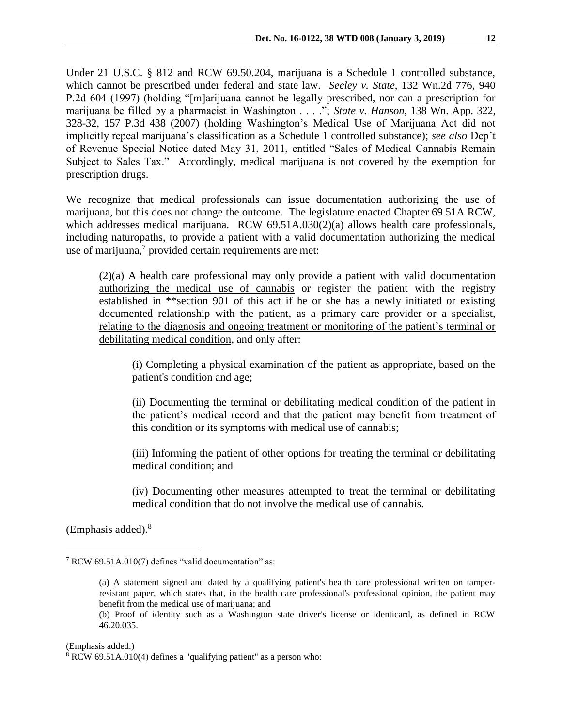Under 21 U.S.C. § 812 and RCW 69.50.204, marijuana is a Schedule 1 controlled substance, which cannot be prescribed under federal and state law. *Seeley v. State*, 132 Wn.2d 776, 940 P.2d 604 (1997) (holding "[m]arijuana cannot be legally prescribed, nor can a prescription for marijuana be filled by a pharmacist in Washington . . . ."; *State v. Hanson*, 138 Wn. App. 322, 328-32, 157 P.3d 438 (2007) (holding Washington's Medical Use of Marijuana Act did not implicitly repeal marijuana's classification as a Schedule 1 controlled substance); *see also* Dep't of Revenue Special Notice dated May 31, 2011, entitled "Sales of Medical Cannabis Remain Subject to Sales Tax." Accordingly, medical marijuana is not covered by the exemption for prescription drugs.

We recognize that medical professionals can issue documentation authorizing the use of marijuana, but this does not change the outcome. The legislature enacted Chapter 69.51A RCW, which addresses medical marijuana. RCW 69.51A.030(2)(a) allows health care professionals, including naturopaths, to provide a patient with a valid documentation authorizing the medical use of marijuana,[7] provided certain requirements are met:

> (2)(a) A health care professional may only provide a patient with <u>valid documentation authorizing the medical use of cannabis</u> or register the patient with the registry established in **section 901 of this act if he or she has a newly initiated or existing documented relationship with the patient, as a primary care provider or a specialist, <u>relating to the diagnosis and ongoing treatment or monitoring of the patient's terminal or debilitating medical condition</u>, and only after:
>
> > (i) Completing a physical examination of the patient as appropriate, based on the patient's condition and age;
> >
> > (ii) Documenting the terminal or debilitating medical condition of the patient in the patient's medical record and that the patient may benefit from treatment of this condition or its symptoms with medical use of cannabis;
> >
> > (iii) Informing the patient of other options for treating the terminal or debilitating medical condition; and
> >
> > (iv) Documenting other measures attempted to treat the terminal or debilitating medical condition that do not involve the medical use of cannabis.

(Emphasis added).[8]

---

[7] RCW 69.51A.010(7) defines "valid documentation" as:

> (a) <u>A statement signed and dated by a qualifying patient's health care professional</u> written on tamper-resistant paper, which states that, in the health care professional's professional opinion, the patient may benefit from the medical use of marijuana; and
>
> (b) Proof of identity such as a Washington state driver's license or identicard, as defined in RCW 46.20.035.

(Emphasis added.)

[8] RCW 69.51A.010(4) defines a "qualifying patient" as a person who: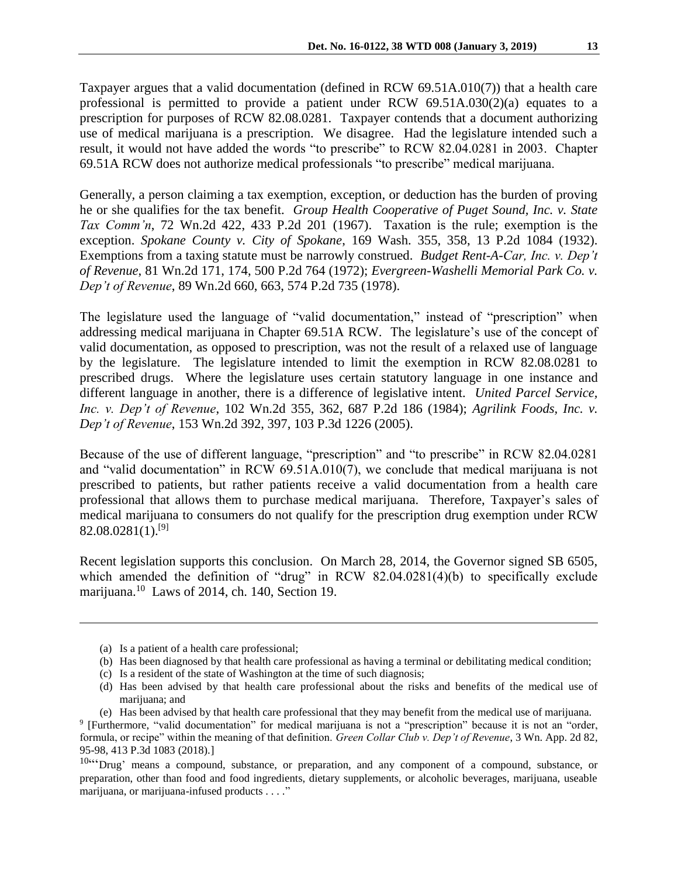Taxpayer argues that a valid documentation (defined in RCW 69.51A.010(7)) that a health care professional is permitted to provide a patient under RCW 69.51A.030(2)(a) equates to a prescription for purposes of RCW 82.08.0281. Taxpayer contends that a document authorizing use of medical marijuana is a prescription. We disagree. Had the legislature intended such a result, it would not have added the words "to prescribe" to RCW 82.04.0281 in 2003. Chapter 69.51A RCW does not authorize medical professionals "to prescribe" medical marijuana.

Generally, a person claiming a tax exemption, exception, or deduction has the burden of proving he or she qualifies for the tax benefit. *Group Health Cooperative of Puget Sound, Inc. v. State Tax Comm'n*, 72 Wn.2d 422, 433 P.2d 201 (1967). Taxation is the rule; exemption is the exception. *Spokane County v. City of Spokane*, 169 Wash. 355, 358, 13 P.2d 1084 (1932). Exemptions from a taxing statute must be narrowly construed. *Budget Rent-A-Car, Inc. v. Dep't of Revenue*, 81 Wn.2d 171, 174, 500 P.2d 764 (1972); *Evergreen-Washelli Memorial Park Co. v. Dep't of Revenue*, 89 Wn.2d 660, 663, 574 P.2d 735 (1978).

The legislature used the language of "valid documentation," instead of "prescription" when addressing medical marijuana in Chapter 69.51A RCW. The legislature's use of the concept of valid documentation, as opposed to prescription, was not the result of a relaxed use of language by the legislature. The legislature intended to limit the exemption in RCW 82.08.0281 to prescribed drugs. Where the legislature uses certain statutory language in one instance and different language in another, there is a difference of legislative intent. *United Parcel Service, Inc. v. Dep't of Revenue*, 102 Wn.2d 355, 362, 687 P.2d 186 (1984); *Agrilink Foods, Inc. v. Dep't of Revenue*, 153 Wn.2d 392, 397, 103 P.3d 1226 (2005).

Because of the use of different language, "prescription" and "to prescribe" in RCW 82.04.0281 and "valid documentation" in RCW 69.51A.010(7), we conclude that medical marijuana is not prescribed to patients, but rather patients receive a valid documentation from a health care professional that allows them to purchase medical marijuana. Therefore, Taxpayer's sales of medical marijuana to consumers do not qualify for the prescription drug exemption under RCW 82.08.0281(1).[9]

Recent legislation supports this conclusion. On March 28, 2014, the Governor signed SB 6505, which amended the definition of "drug" in RCW 82.04.0281(4)(b) to specifically exclude marijuana.[10] Laws of 2014, ch. 140, Section 19.

---

(a) Is a patient of a health care professional;
(b) Has been diagnosed by that health care professional as having a terminal or debilitating medical condition;
(c) Is a resident of the state of Washington at the time of such diagnosis;
(d) Has been advised by that health care professional about the risks and benefits of the medical use of marijuana; and
(e) Has been advised by that health care professional that they may benefit from the medical use of marijuana.

[9] [Furthermore, "valid documentation" for medical marijuana is not a "prescription" because it is not an "order, formula, or recipe" within the meaning of that definition. *Green Collar Club v. Dep't of Revenue*, 3 Wn. App. 2d 82, 95-98, 413 P.3d 1083 (2018).]

[10] "'Drug' means a compound, substance, or preparation, and any component of a compound, substance, or preparation, other than food and food ingredients, dietary supplements, or alcoholic beverages, marijuana, useable marijuana, or marijuana-infused products . . . ."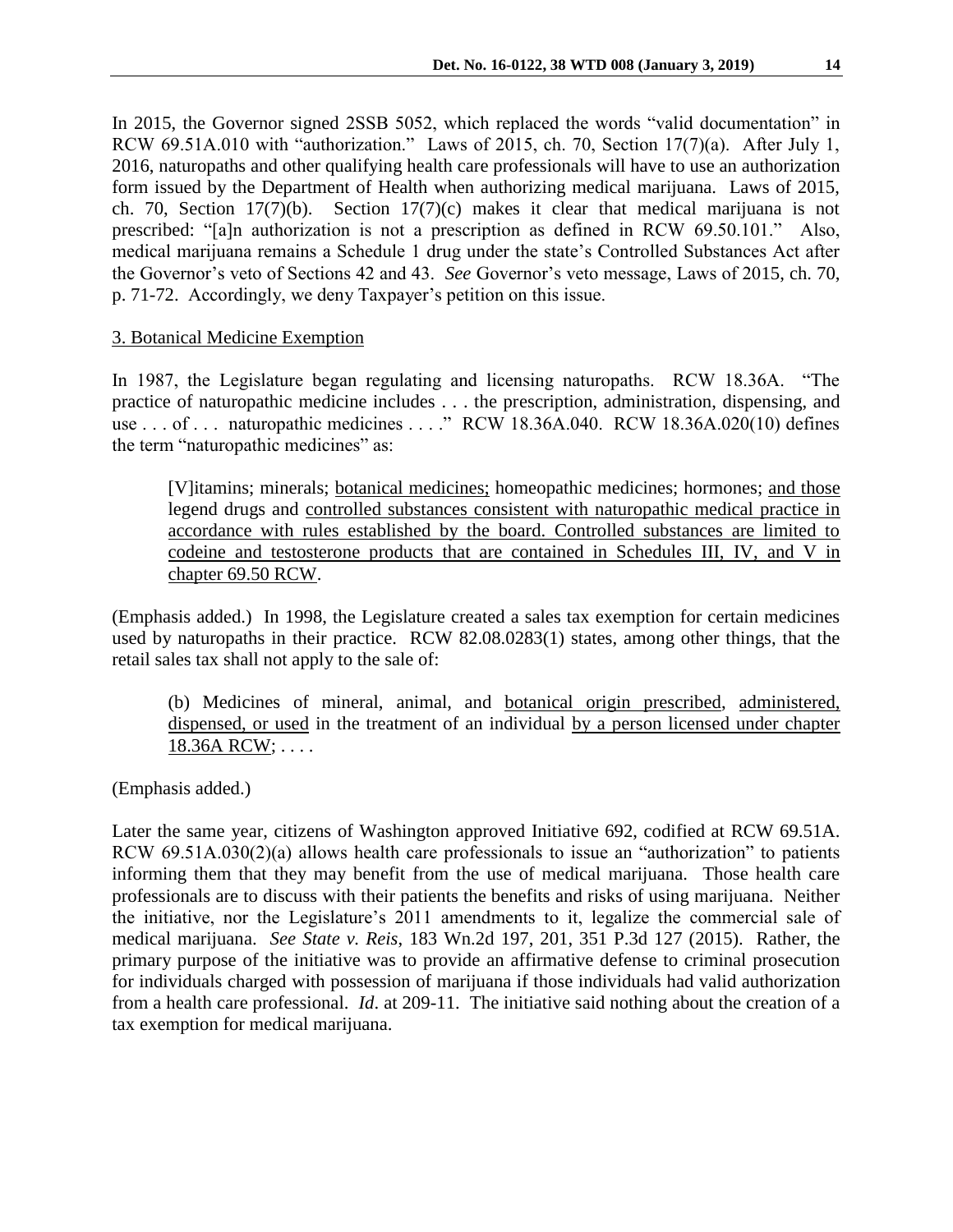In 2015, the Governor signed 2SSB 5052, which replaced the words "valid documentation" in RCW 69.51A.010 with "authorization." Laws of 2015, ch. 70, Section 17(7)(a). After July 1, 2016, naturopaths and other qualifying health care professionals will have to use an authorization form issued by the Department of Health when authorizing medical marijuana. Laws of 2015, ch. 70, Section 17(7)(b). Section 17(7)(c) makes it clear that medical marijuana is not prescribed: "[a]n authorization is not a prescription as defined in RCW 69.50.101." Also, medical marijuana remains a Schedule 1 drug under the state's Controlled Substances Act after the Governor's veto of Sections 42 and 43. *See* Governor's veto message, Laws of 2015, ch. 70, p. 71-72. Accordingly, we deny Taxpayer's petition on this issue.

3. Botanical Medicine Exemption

In 1987, the Legislature began regulating and licensing naturopaths. RCW 18.36A. "The practice of naturopathic medicine includes . . . the prescription, administration, dispensing, and use . . . of . . . naturopathic medicines . . . ." RCW 18.36A.040. RCW 18.36A.020(10) defines the term "naturopathic medicines" as:

> [V]itamins; minerals; botanical medicines; homeopathic medicines; hormones; and those legend drugs and controlled substances consistent with naturopathic medical practice in accordance with rules established by the board. Controlled substances are limited to codeine and testosterone products that are contained in Schedules III, IV, and V in chapter 69.50 RCW.

(Emphasis added.) In 1998, the Legislature created a sales tax exemption for certain medicines used by naturopaths in their practice. RCW 82.08.0283(1) states, among other things, that the retail sales tax shall not apply to the sale of:

> (b) Medicines of mineral, animal, and botanical origin prescribed, administered, dispensed, or used in the treatment of an individual by a person licensed under chapter 18.36A RCW; . . . .

(Emphasis added.)

Later the same year, citizens of Washington approved Initiative 692, codified at RCW 69.51A. RCW 69.51A.030(2)(a) allows health care professionals to issue an "authorization" to patients informing them that they may benefit from the use of medical marijuana. Those health care professionals are to discuss with their patients the benefits and risks of using marijuana. Neither the initiative, nor the Legislature's 2011 amendments to it, legalize the commercial sale of medical marijuana. *See State v. Reis*, 183 Wn.2d 197, 201, 351 P.3d 127 (2015). Rather, the primary purpose of the initiative was to provide an affirmative defense to criminal prosecution for individuals charged with possession of marijuana if those individuals had valid authorization from a health care professional. *Id*. at 209-11. The initiative said nothing about the creation of a tax exemption for medical marijuana.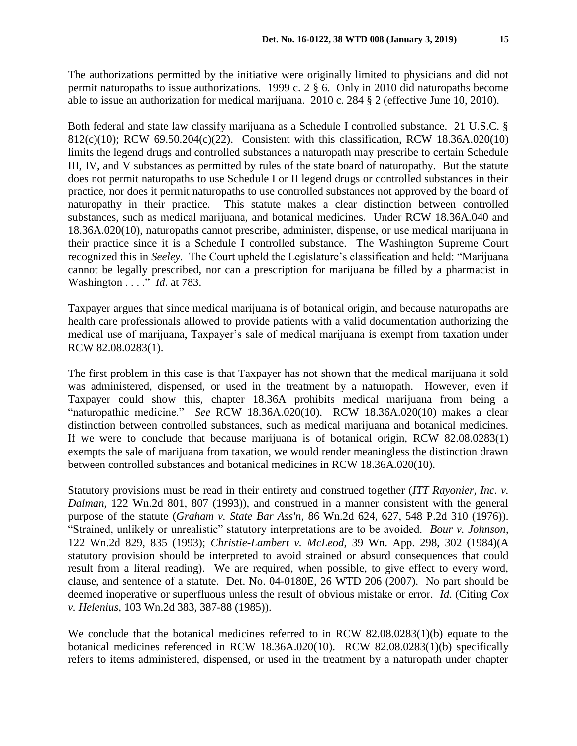The authorizations permitted by the initiative were originally limited to physicians and did not permit naturopaths to issue authorizations. 1999 c. 2 § 6. Only in 2010 did naturopaths become able to issue an authorization for medical marijuana. 2010 c. 284 § 2 (effective June 10, 2010).

Both federal and state law classify marijuana as a Schedule I controlled substance. 21 U.S.C. § 812(c)(10); RCW 69.50.204(c)(22). Consistent with this classification, RCW 18.36A.020(10) limits the legend drugs and controlled substances a naturopath may prescribe to certain Schedule III, IV, and V substances as permitted by rules of the state board of naturopathy. But the statute does not permit naturopaths to use Schedule I or II legend drugs or controlled substances in their practice, nor does it permit naturopaths to use controlled substances not approved by the board of naturopathy in their practice. This statute makes a clear distinction between controlled substances, such as medical marijuana, and botanical medicines. Under RCW 18.36A.040 and 18.36A.020(10), naturopaths cannot prescribe, administer, dispense, or use medical marijuana in their practice since it is a Schedule I controlled substance. The Washington Supreme Court recognized this in *Seeley*. The Court upheld the Legislature's classification and held: "Marijuana cannot be legally prescribed, nor can a prescription for marijuana be filled by a pharmacist in Washington . . . ." *Id*. at 783.

Taxpayer argues that since medical marijuana is of botanical origin, and because naturopaths are health care professionals allowed to provide patients with a valid documentation authorizing the medical use of marijuana, Taxpayer's sale of medical marijuana is exempt from taxation under RCW 82.08.0283(1).

The first problem in this case is that Taxpayer has not shown that the medical marijuana it sold was administered, dispensed, or used in the treatment by a naturopath. However, even if Taxpayer could show this, chapter 18.36A prohibits medical marijuana from being a "naturopathic medicine." *See* RCW 18.36A.020(10). RCW 18.36A.020(10) makes a clear distinction between controlled substances, such as medical marijuana and botanical medicines. If we were to conclude that because marijuana is of botanical origin, RCW 82.08.0283(1) exempts the sale of marijuana from taxation, we would render meaningless the distinction drawn between controlled substances and botanical medicines in RCW 18.36A.020(10).

Statutory provisions must be read in their entirety and construed together (*ITT Rayonier, Inc. v. Dalman*, 122 Wn.2d 801, 807 (1993)), and construed in a manner consistent with the general purpose of the statute (*Graham v. State Bar Ass'n*, 86 Wn.2d 624, 627, 548 P.2d 310 (1976)). "Strained, unlikely or unrealistic" statutory interpretations are to be avoided. *Bour v. Johnson*, 122 Wn.2d 829, 835 (1993); *Christie-Lambert v. McLeod*, 39 Wn. App. 298, 302 (1984)(A statutory provision should be interpreted to avoid strained or absurd consequences that could result from a literal reading). We are required, when possible, to give effect to every word, clause, and sentence of a statute. Det. No. 04-0180E, 26 WTD 206 (2007). No part should be deemed inoperative or superfluous unless the result of obvious mistake or error. *Id*. (Citing *Cox v. Helenius*, 103 Wn.2d 383, 387-88 (1985)).

We conclude that the botanical medicines referred to in RCW 82.08.0283(1)(b) equate to the botanical medicines referenced in RCW 18.36A.020(10). RCW 82.08.0283(1)(b) specifically refers to items administered, dispensed, or used in the treatment by a naturopath under chapter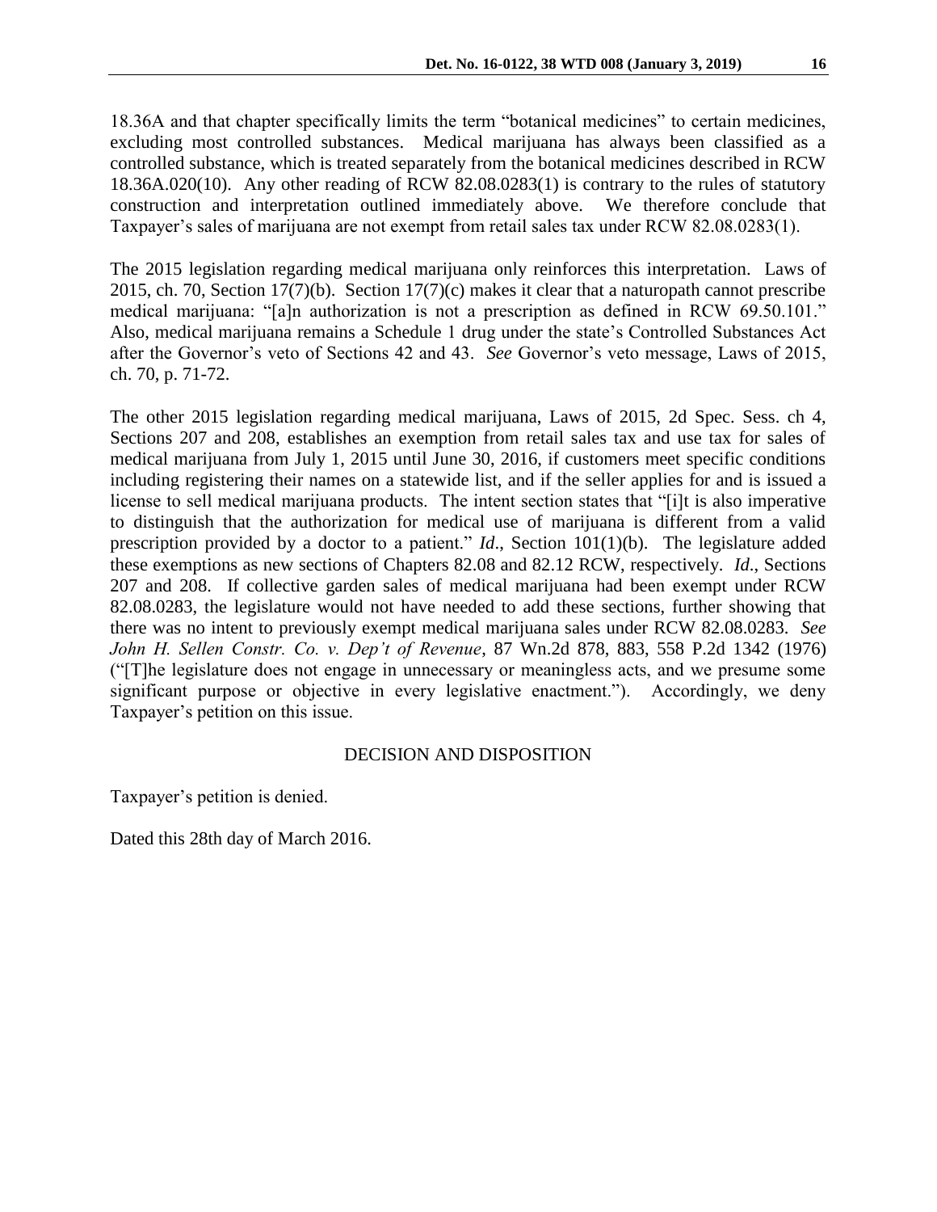18.36A and that chapter specifically limits the term "botanical medicines" to certain medicines, excluding most controlled substances. Medical marijuana has always been classified as a controlled substance, which is treated separately from the botanical medicines described in RCW 18.36A.020(10). Any other reading of RCW 82.08.0283(1) is contrary to the rules of statutory construction and interpretation outlined immediately above. We therefore conclude that Taxpayer's sales of marijuana are not exempt from retail sales tax under RCW 82.08.0283(1).

The 2015 legislation regarding medical marijuana only reinforces this interpretation. Laws of 2015, ch. 70, Section 17(7)(b). Section 17(7)(c) makes it clear that a naturopath cannot prescribe medical marijuana: "[a]n authorization is not a prescription as defined in RCW 69.50.101." Also, medical marijuana remains a Schedule 1 drug under the state's Controlled Substances Act after the Governor's veto of Sections 42 and 43. *See* Governor's veto message, Laws of 2015, ch. 70, p. 71-72.

The other 2015 legislation regarding medical marijuana, Laws of 2015, 2d Spec. Sess. ch 4, Sections 207 and 208, establishes an exemption from retail sales tax and use tax for sales of medical marijuana from July 1, 2015 until June 30, 2016, if customers meet specific conditions including registering their names on a statewide list, and if the seller applies for and is issued a license to sell medical marijuana products. The intent section states that "[i]t is also imperative to distinguish that the authorization for medical use of marijuana is different from a valid prescription provided by a doctor to a patient." *Id*., Section 101(1)(b). The legislature added these exemptions as new sections of Chapters 82.08 and 82.12 RCW, respectively. *Id*., Sections 207 and 208. If collective garden sales of medical marijuana had been exempt under RCW 82.08.0283, the legislature would not have needed to add these sections, further showing that there was no intent to previously exempt medical marijuana sales under RCW 82.08.0283. *See John H. Sellen Constr. Co. v. Dep't of Revenue*, 87 Wn.2d 878, 883, 558 P.2d 1342 (1976) ("[T]he legislature does not engage in unnecessary or meaningless acts, and we presume some significant purpose or objective in every legislative enactment."). Accordingly, we deny Taxpayer's petition on this issue.

## DECISION AND DISPOSITION

Taxpayer's petition is denied.

Dated this 28th day of March 2016.